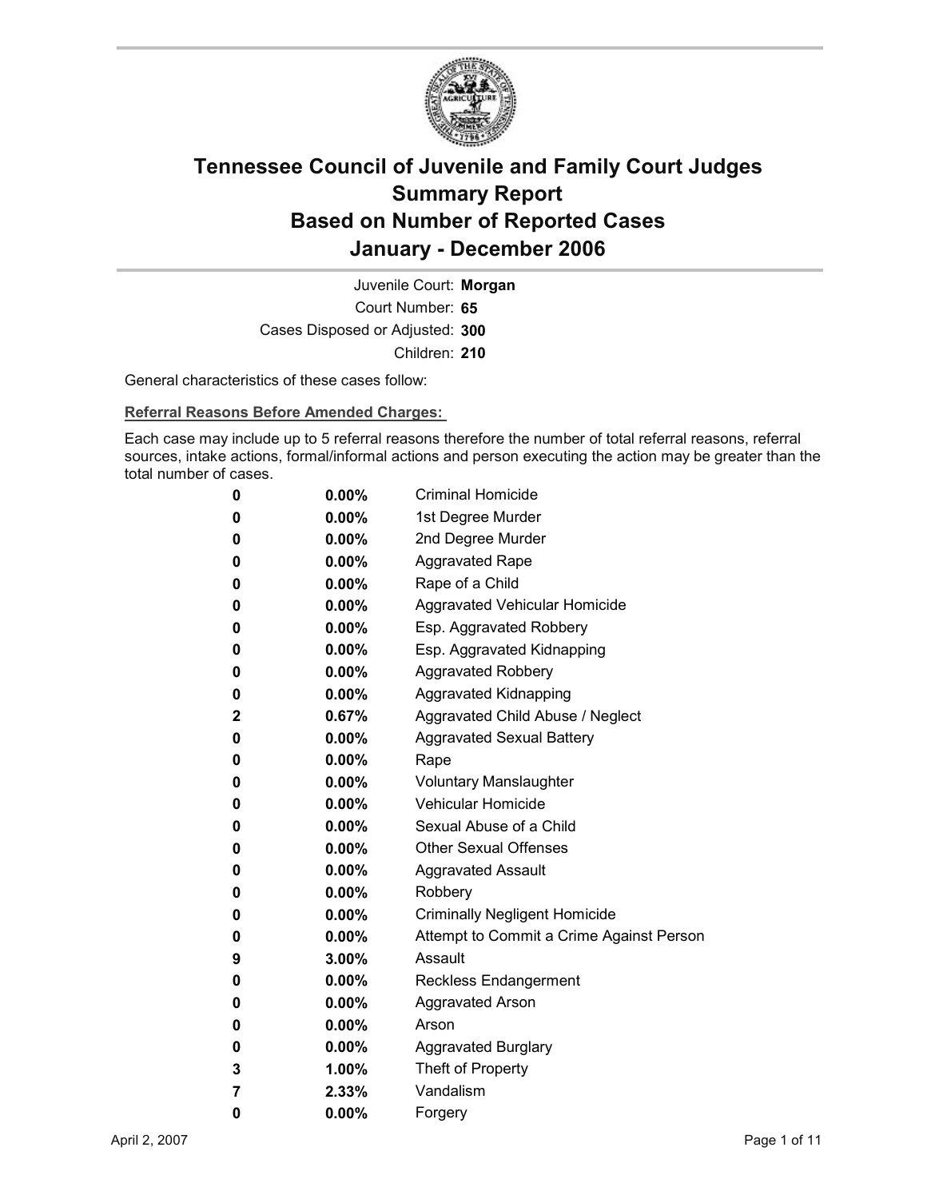# Tennessee Council of Juvenile and Family Court Judges
# Summary Report
# Based on Number of Reported Cases
# January - December 2006

Juvenile Court: **Morgan**

Court Number: **65**

Cases Disposed or Adjusted: **300**

Children: **210**

General characteristics of these cases follow:

**Referral Reasons Before Amended Charges:**

Each case may include up to 5 referral reasons therefore the number of total referral reasons, referral sources, intake actions, formal/informal actions and person executing the action may be greater than the total number of cases.

| | | |
|---|---|---|
| 0 | 0.00% | Criminal Homicide |
| 0 | 0.00% | 1st Degree Murder |
| 0 | 0.00% | 2nd Degree Murder |
| 0 | 0.00% | Aggravated Rape |
| 0 | 0.00% | Rape of a Child |
| 0 | 0.00% | Aggravated Vehicular Homicide |
| 0 | 0.00% | Esp. Aggravated Robbery |
| 0 | 0.00% | Esp. Aggravated Kidnapping |
| 0 | 0.00% | Aggravated Robbery |
| 0 | 0.00% | Aggravated Kidnapping |
| 2 | 0.67% | Aggravated Child Abuse / Neglect |
| 0 | 0.00% | Aggravated Sexual Battery |
| 0 | 0.00% | Rape |
| 0 | 0.00% | Voluntary Manslaughter |
| 0 | 0.00% | Vehicular Homicide |
| 0 | 0.00% | Sexual Abuse of a Child |
| 0 | 0.00% | Other Sexual Offenses |
| 0 | 0.00% | Aggravated Assault |
| 0 | 0.00% | Robbery |
| 0 | 0.00% | Criminally Negligent Homicide |
| 0 | 0.00% | Attempt to Commit a Crime Against Person |
| 9 | 3.00% | Assault |
| 0 | 0.00% | Reckless Endangerment |
| 0 | 0.00% | Aggravated Arson |
| 0 | 0.00% | Arson |
| 0 | 0.00% | Aggravated Burglary |
| 3 | 1.00% | Theft of Property |
| 7 | 2.33% | Vandalism |
| 0 | 0.00% | Forgery |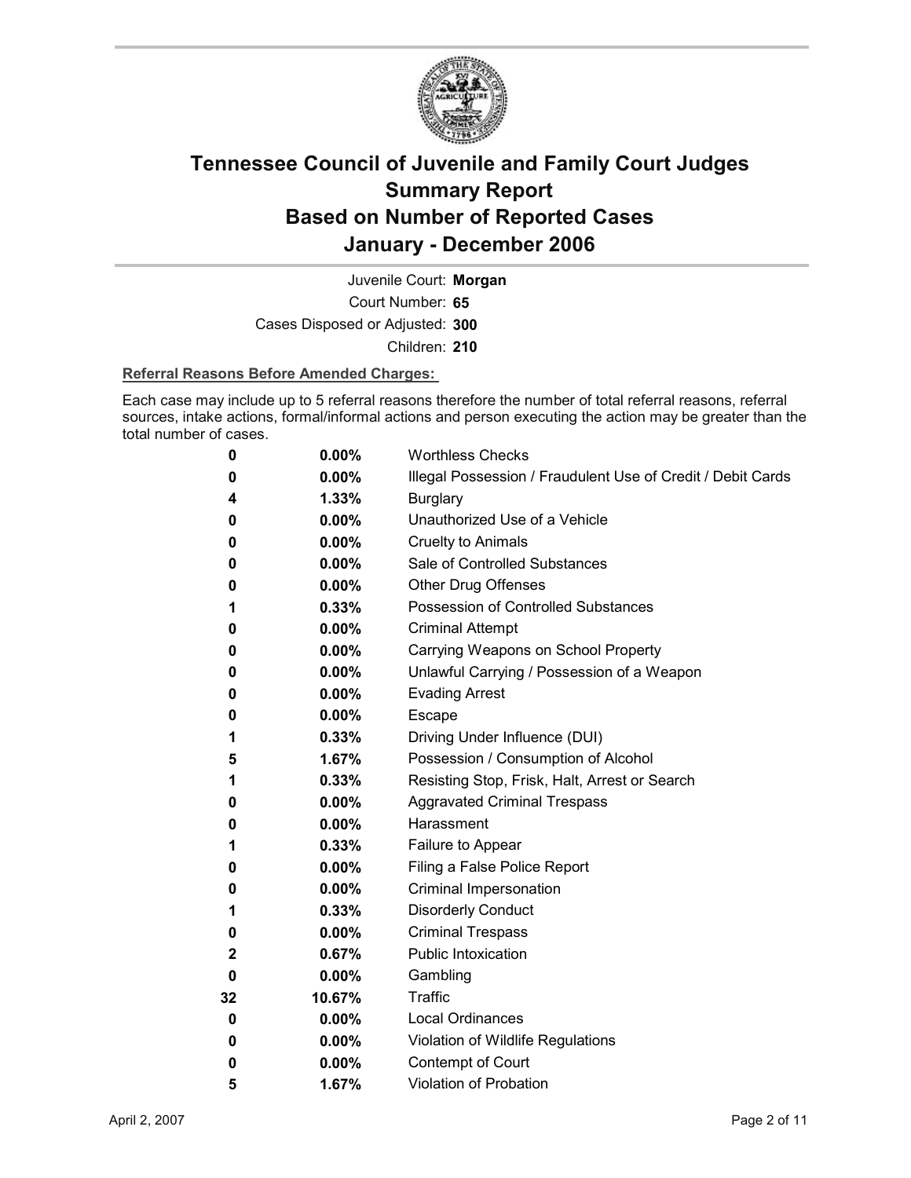# Tennessee Council of Juvenile and Family Court Judges
# Summary Report
# Based on Number of Reported Cases
# January - December 2006

Juvenile Court: **Morgan**

Court Number: **65**

Cases Disposed or Adjusted: **300**

Children: **210**

**Referral Reasons Before Amended Charges:**

Each case may include up to 5 referral reasons therefore the number of total referral reasons, referral sources, intake actions, formal/informal actions and person executing the action may be greater than the total number of cases.

| Count | Percent | Referral Reason |
|---|---|---|
| 0 | 0.00% | Worthless Checks |
| 0 | 0.00% | Illegal Possession / Fraudulent Use of Credit / Debit Cards |
| 4 | 1.33% | Burglary |
| 0 | 0.00% | Unauthorized Use of a Vehicle |
| 0 | 0.00% | Cruelty to Animals |
| 0 | 0.00% | Sale of Controlled Substances |
| 0 | 0.00% | Other Drug Offenses |
| 1 | 0.33% | Possession of Controlled Substances |
| 0 | 0.00% | Criminal Attempt |
| 0 | 0.00% | Carrying Weapons on School Property |
| 0 | 0.00% | Unlawful Carrying / Possession of a Weapon |
| 0 | 0.00% | Evading Arrest |
| 0 | 0.00% | Escape |
| 1 | 0.33% | Driving Under Influence (DUI) |
| 5 | 1.67% | Possession / Consumption of Alcohol |
| 1 | 0.33% | Resisting Stop, Frisk, Halt, Arrest or Search |
| 0 | 0.00% | Aggravated Criminal Trespass |
| 0 | 0.00% | Harassment |
| 1 | 0.33% | Failure to Appear |
| 0 | 0.00% | Filing a False Police Report |
| 0 | 0.00% | Criminal Impersonation |
| 1 | 0.33% | Disorderly Conduct |
| 0 | 0.00% | Criminal Trespass |
| 2 | 0.67% | Public Intoxication |
| 0 | 0.00% | Gambling |
| 32 | 10.67% | Traffic |
| 0 | 0.00% | Local Ordinances |
| 0 | 0.00% | Violation of Wildlife Regulations |
| 0 | 0.00% | Contempt of Court |
| 5 | 1.67% | Violation of Probation |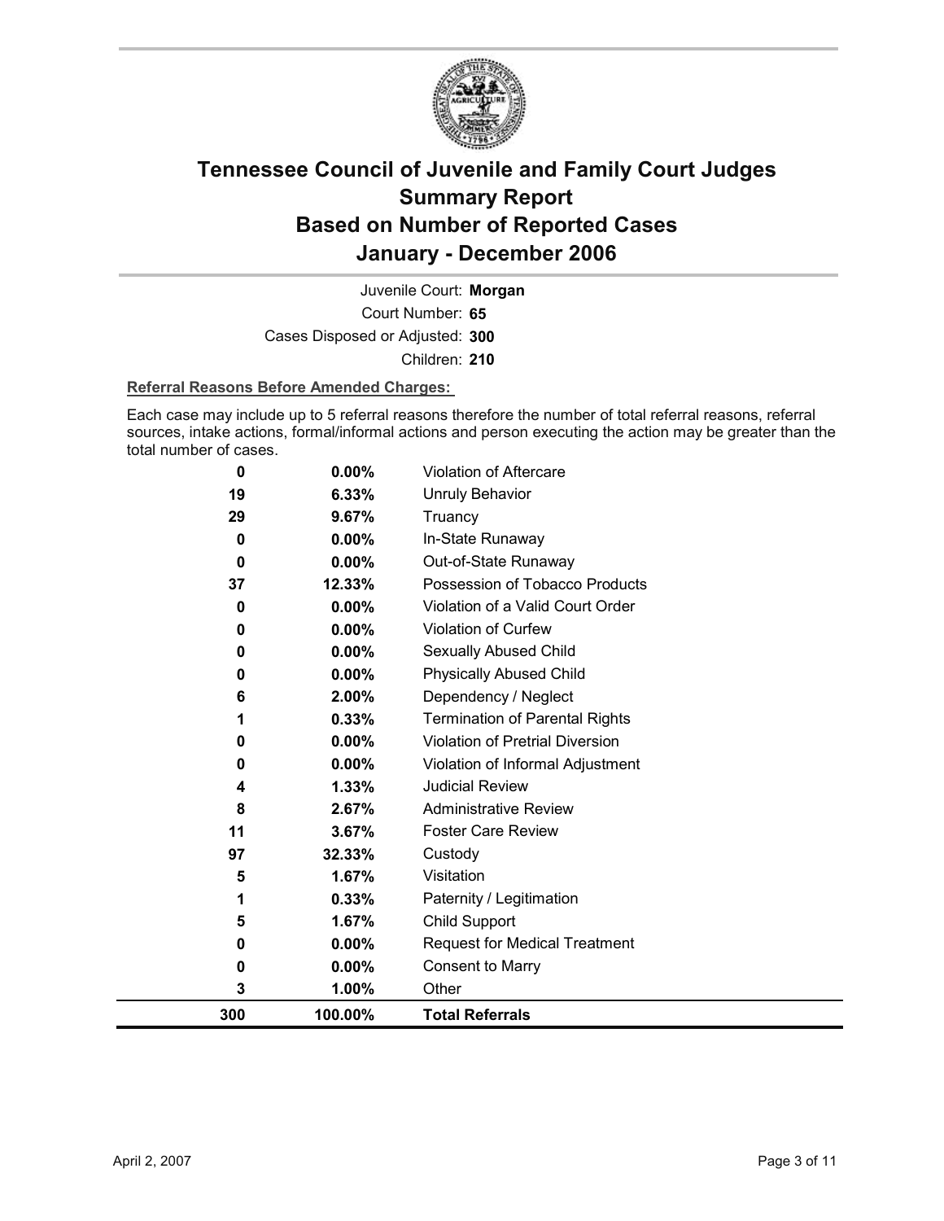# Tennessee Council of Juvenile and Family Court Judges
# Summary Report
# Based on Number of Reported Cases
# January - December 2006

Juvenile Court: **Morgan**

Court Number: **65**

Cases Disposed or Adjusted: **300**

Children: **210**

**Referral Reasons Before Amended Charges:**

Each case may include up to 5 referral reasons therefore the number of total referral reasons, referral sources, intake actions, formal/informal actions and person executing the action may be greater than the total number of cases.

| Count | Percent | Referral Reason |
|---|---|---|
| 0 | 0.00% | Violation of Aftercare |
| 19 | 6.33% | Unruly Behavior |
| 29 | 9.67% | Truancy |
| 0 | 0.00% | In-State Runaway |
| 0 | 0.00% | Out-of-State Runaway |
| 37 | 12.33% | Possession of Tobacco Products |
| 0 | 0.00% | Violation of a Valid Court Order |
| 0 | 0.00% | Violation of Curfew |
| 0 | 0.00% | Sexually Abused Child |
| 0 | 0.00% | Physically Abused Child |
| 6 | 2.00% | Dependency / Neglect |
| 1 | 0.33% | Termination of Parental Rights |
| 0 | 0.00% | Violation of Pretrial Diversion |
| 0 | 0.00% | Violation of Informal Adjustment |
| 4 | 1.33% | Judicial Review |
| 8 | 2.67% | Administrative Review |
| 11 | 3.67% | Foster Care Review |
| 97 | 32.33% | Custody |
| 5 | 1.67% | Visitation |
| 1 | 0.33% | Paternity / Legitimation |
| 5 | 1.67% | Child Support |
| 0 | 0.00% | Request for Medical Treatment |
| 0 | 0.00% | Consent to Marry |
| 3 | 1.00% | Other |
| **300** | **100.00%** | **Total Referrals** |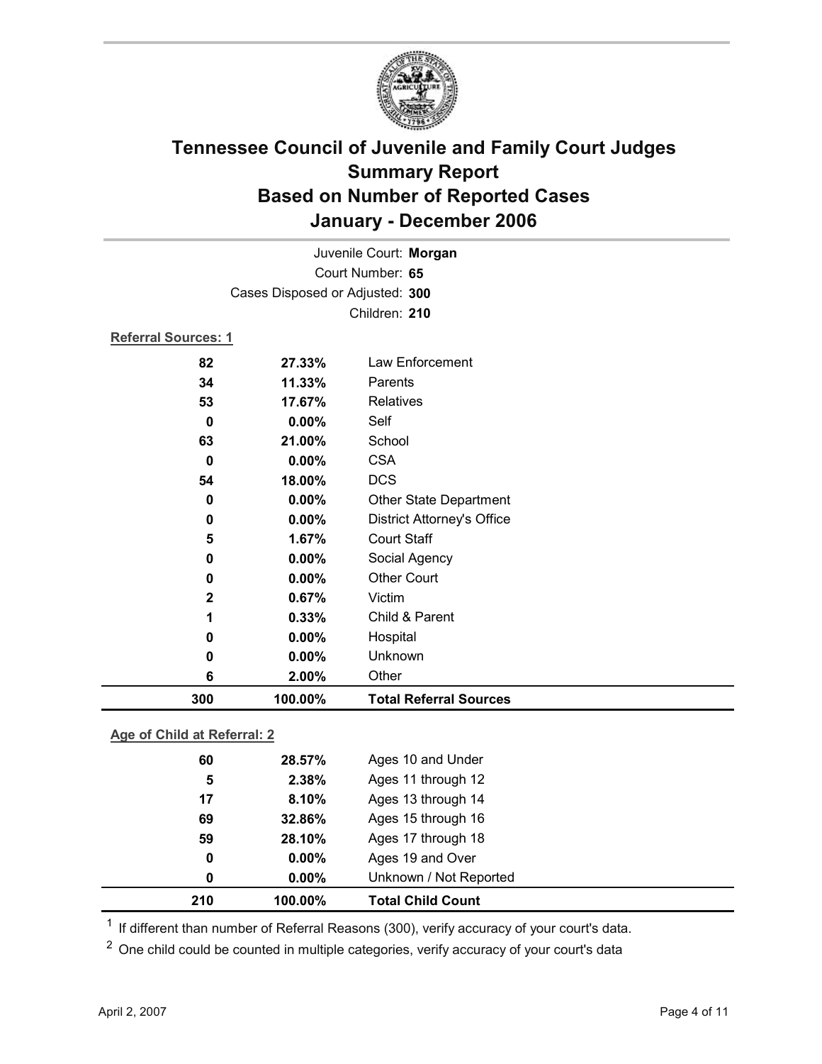# Tennessee Council of Juvenile and Family Court Judges
## Summary Report
## Based on Number of Reported Cases
## January - December 2006

Juvenile Court: **Morgan**
Court Number: **65**
Cases Disposed or Adjusted: **300**
Children: **210**

**Referral Sources: 1**

| Count | Percent | Source |
|---|---|---|
| 82 | 27.33% | Law Enforcement |
| 34 | 11.33% | Parents |
| 53 | 17.67% | Relatives |
| 0 | 0.00% | Self |
| 63 | 21.00% | School |
| 0 | 0.00% | CSA |
| 54 | 18.00% | DCS |
| 0 | 0.00% | Other State Department |
| 0 | 0.00% | District Attorney's Office |
| 5 | 1.67% | Court Staff |
| 0 | 0.00% | Social Agency |
| 0 | 0.00% | Other Court |
| 2 | 0.67% | Victim |
| 1 | 0.33% | Child & Parent |
| 0 | 0.00% | Hospital |
| 0 | 0.00% | Unknown |
| 6 | 2.00% | Other |
| **300** | **100.00%** | **Total Referral Sources** |

**Age of Child at Referral: 2**

| Count | Percent | Age |
|---|---|---|
| 60 | 28.57% | Ages 10 and Under |
| 5 | 2.38% | Ages 11 through 12 |
| 17 | 8.10% | Ages 13 through 14 |
| 69 | 32.86% | Ages 15 through 16 |
| 59 | 28.10% | Ages 17 through 18 |
| 0 | 0.00% | Ages 19 and Over |
| 0 | 0.00% | Unknown / Not Reported |
| **210** | **100.00%** | **Total Child Count** |

[1] If different than number of Referral Reasons (300), verify accuracy of your court's data.

[2] One child could be counted in multiple categories, verify accuracy of your court's data

April 2, 2007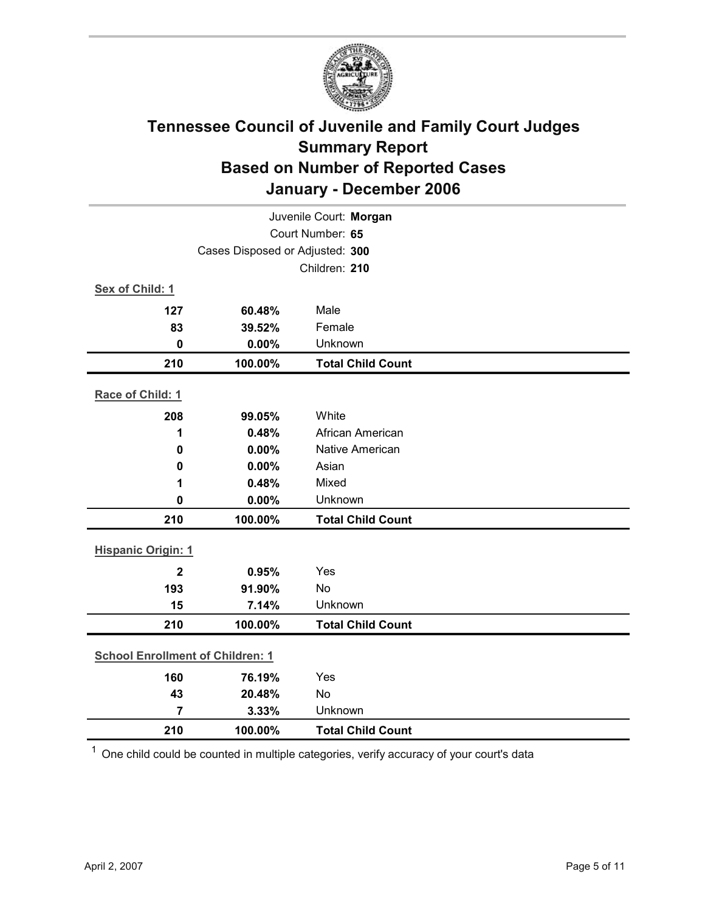# Tennessee Council of Juvenile and Family Court Judges
## Summary Report
## Based on Number of Reported Cases
## January - December 2006

Juvenile Court: **Morgan**

Court Number: **65**

Cases Disposed or Adjusted: **300**

Children: **210**

**Sex of Child: 1**

| | | |
|---|---|---|
| 127 | 60.48% | Male |
| 83 | 39.52% | Female |
| 0 | 0.00% | Unknown |
| **210** | **100.00%** | **Total Child Count** |

**Race of Child: 1**

| | | |
|---|---|---|
| 208 | 99.05% | White |
| 1 | 0.48% | African American |
| 0 | 0.00% | Native American |
| 0 | 0.00% | Asian |
| 1 | 0.48% | Mixed |
| 0 | 0.00% | Unknown |
| **210** | **100.00%** | **Total Child Count** |

**Hispanic Origin: 1**

| | | |
|---|---|---|
| 2 | 0.95% | Yes |
| 193 | 91.90% | No |
| 15 | 7.14% | Unknown |
| **210** | **100.00%** | **Total Child Count** |

**School Enrollment of Children: 1**

| | | |
|---|---|---|
| 160 | 76.19% | Yes |
| 43 | 20.48% | No |
| 7 | 3.33% | Unknown |
| **210** | **100.00%** | **Total Child Count** |

[1] One child could be counted in multiple categories, verify accuracy of your court's data

April 2, 2007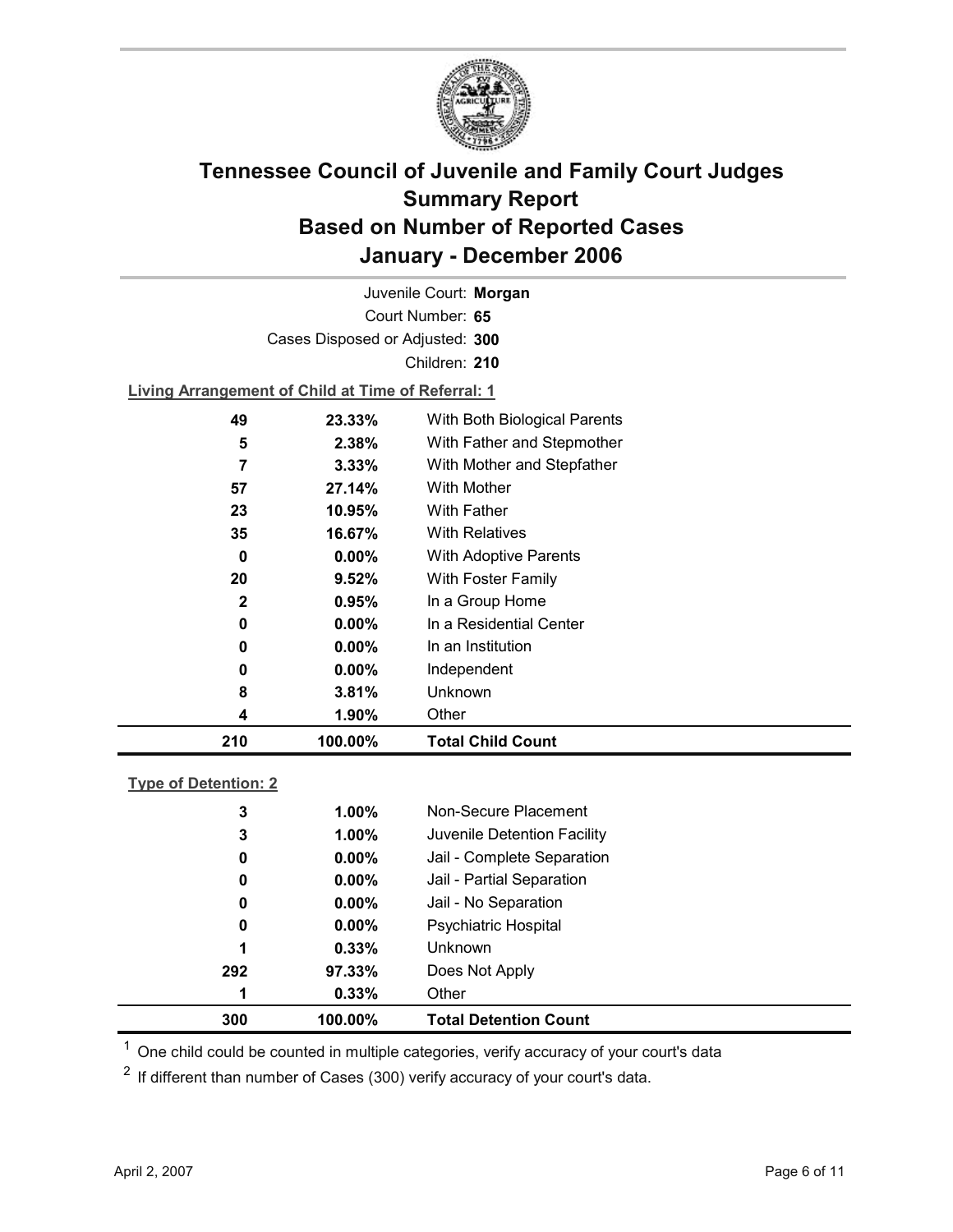# Tennessee Council of Juvenile and Family Court Judges
# Summary Report
# Based on Number of Reported Cases
# January - December 2006

Juvenile Court: **Morgan**

Court Number: **65**

Cases Disposed or Adjusted: **300**

Children: **210**

**Living Arrangement of Child at Time of Referral: 1**

| Count | Percent | Category |
|---|---|---|
| 49 | 23.33% | With Both Biological Parents |
| 5 | 2.38% | With Father and Stepmother |
| 7 | 3.33% | With Mother and Stepfather |
| 57 | 27.14% | With Mother |
| 23 | 10.95% | With Father |
| 35 | 16.67% | With Relatives |
| 0 | 0.00% | With Adoptive Parents |
| 20 | 9.52% | With Foster Family |
| 2 | 0.95% | In a Group Home |
| 0 | 0.00% | In a Residential Center |
| 0 | 0.00% | In an Institution |
| 0 | 0.00% | Independent |
| 8 | 3.81% | Unknown |
| 4 | 1.90% | Other |
| **210** | **100.00%** | **Total Child Count** |

**Type of Detention: 2**

| Count | Percent | Category |
|---|---|---|
| 3 | 1.00% | Non-Secure Placement |
| 3 | 1.00% | Juvenile Detention Facility |
| 0 | 0.00% | Jail - Complete Separation |
| 0 | 0.00% | Jail - Partial Separation |
| 0 | 0.00% | Jail - No Separation |
| 0 | 0.00% | Psychiatric Hospital |
| 1 | 0.33% | Unknown |
| 292 | 97.33% | Does Not Apply |
| 1 | 0.33% | Other |
| **300** | **100.00%** | **Total Detention Count** |

[1] One child could be counted in multiple categories, verify accuracy of your court's data

[2] If different than number of Cases (300) verify accuracy of your court's data.

April 2, 2007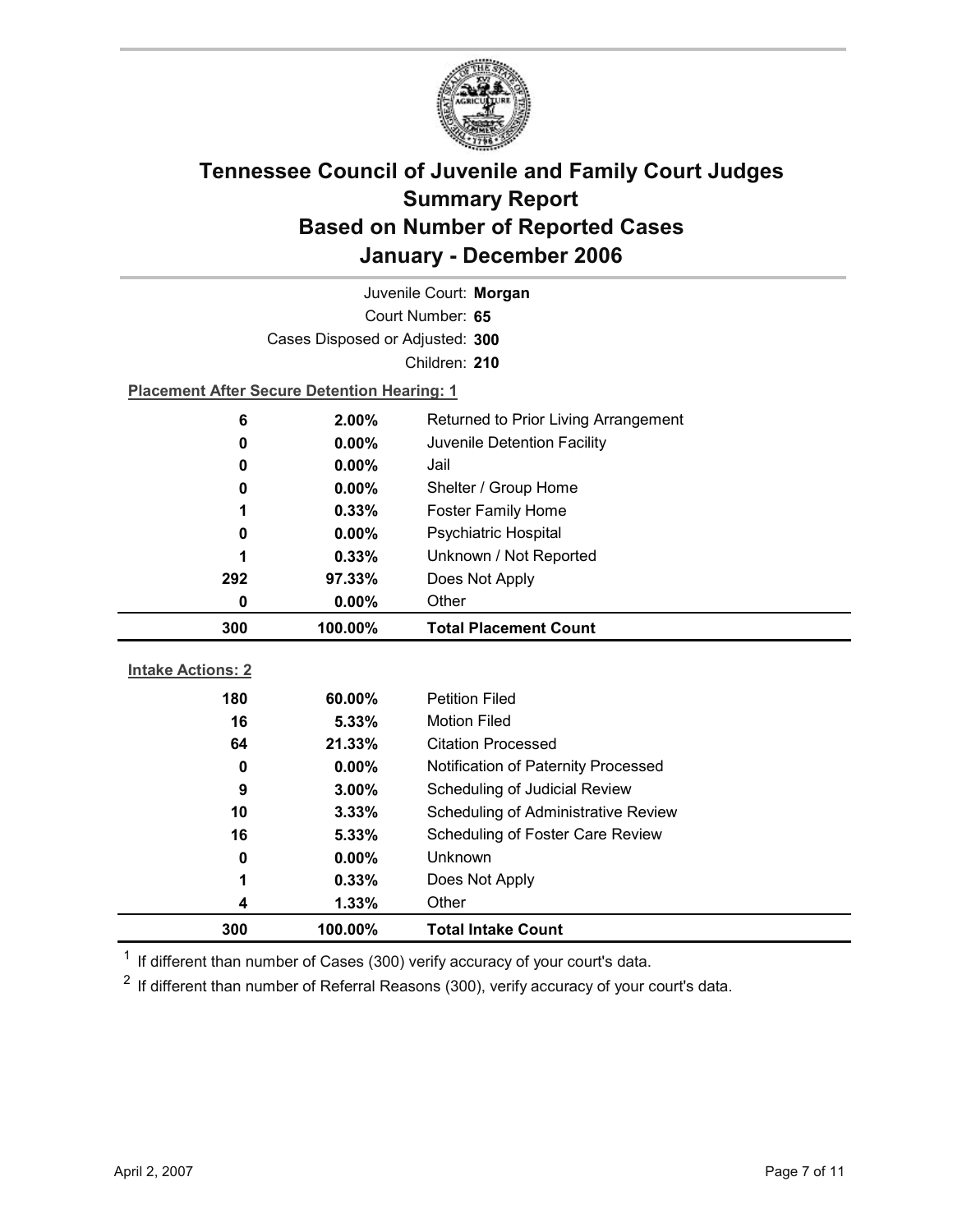# Tennessee Council of Juvenile and Family Court Judges
## Summary Report
## Based on Number of Reported Cases
## January - December 2006

Juvenile Court: **Morgan**
Court Number: **65**
Cases Disposed or Adjusted: **300**
Children: **210**

**Placement After Secure Detention Hearing: 1**

| Count | Percent | Placement |
|---|---|---|
| 6 | 2.00% | Returned to Prior Living Arrangement |
| 0 | 0.00% | Juvenile Detention Facility |
| 0 | 0.00% | Jail |
| 0 | 0.00% | Shelter / Group Home |
| 1 | 0.33% | Foster Family Home |
| 0 | 0.00% | Psychiatric Hospital |
| 1 | 0.33% | Unknown / Not Reported |
| 292 | 97.33% | Does Not Apply |
| 0 | 0.00% | Other |
| **300** | **100.00%** | **Total Placement Count** |

**Intake Actions: 2**

| Count | Percent | Intake Action |
|---|---|---|
| 180 | 60.00% | Petition Filed |
| 16 | 5.33% | Motion Filed |
| 64 | 21.33% | Citation Processed |
| 0 | 0.00% | Notification of Paternity Processed |
| 9 | 3.00% | Scheduling of Judicial Review |
| 10 | 3.33% | Scheduling of Administrative Review |
| 16 | 5.33% | Scheduling of Foster Care Review |
| 0 | 0.00% | Unknown |
| 1 | 0.33% | Does Not Apply |
| 4 | 1.33% | Other |
| **300** | **100.00%** | **Total Intake Count** |

[1] If different than number of Cases (300) verify accuracy of your court's data.

[2] If different than number of Referral Reasons (300), verify accuracy of your court's data.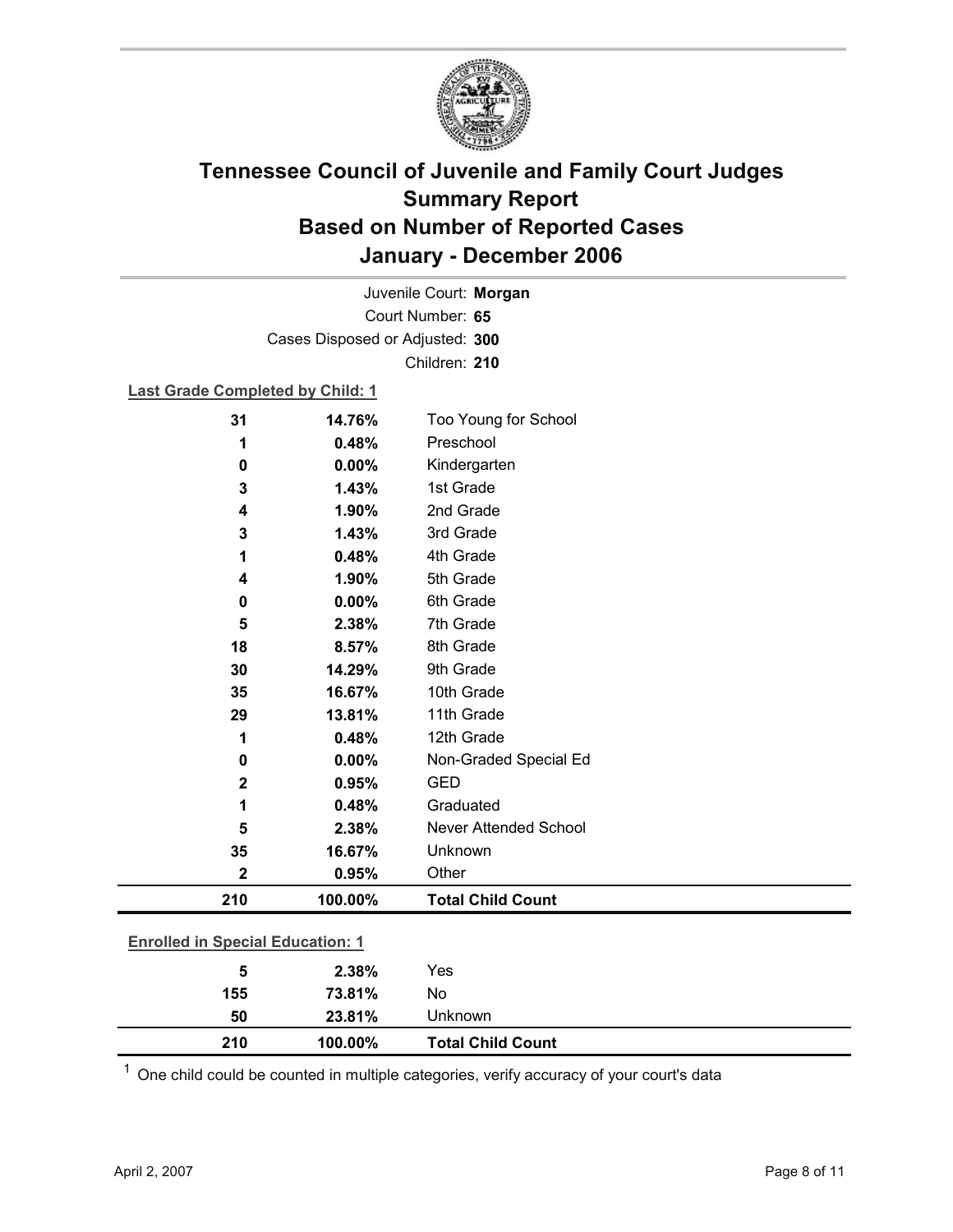# Tennessee Council of Juvenile and Family Court Judges
## Summary Report
## Based on Number of Reported Cases
## January - December 2006

Juvenile Court: **Morgan**
Court Number: **65**
Cases Disposed or Adjusted: **300**
Children: **210**

**Last Grade Completed by Child: 1**

| Count | Percent | Category |
|---|---|---|
| 31 | 14.76% | Too Young for School |
| 1 | 0.48% | Preschool |
| 0 | 0.00% | Kindergarten |
| 3 | 1.43% | 1st Grade |
| 4 | 1.90% | 2nd Grade |
| 3 | 1.43% | 3rd Grade |
| 1 | 0.48% | 4th Grade |
| 4 | 1.90% | 5th Grade |
| 0 | 0.00% | 6th Grade |
| 5 | 2.38% | 7th Grade |
| 18 | 8.57% | 8th Grade |
| 30 | 14.29% | 9th Grade |
| 35 | 16.67% | 10th Grade |
| 29 | 13.81% | 11th Grade |
| 1 | 0.48% | 12th Grade |
| 0 | 0.00% | Non-Graded Special Ed |
| 2 | 0.95% | GED |
| 1 | 0.48% | Graduated |
| 5 | 2.38% | Never Attended School |
| 35 | 16.67% | Unknown |
| 2 | 0.95% | Other |
| **210** | **100.00%** | **Total Child Count** |

**Enrolled in Special Education: 1**

| Count | Percent | Category |
|---|---|---|
| 5 | 2.38% | Yes |
| 155 | 73.81% | No |
| 50 | 23.81% | Unknown |
| **210** | **100.00%** | **Total Child Count** |

[1] One child could be counted in multiple categories, verify accuracy of your court's data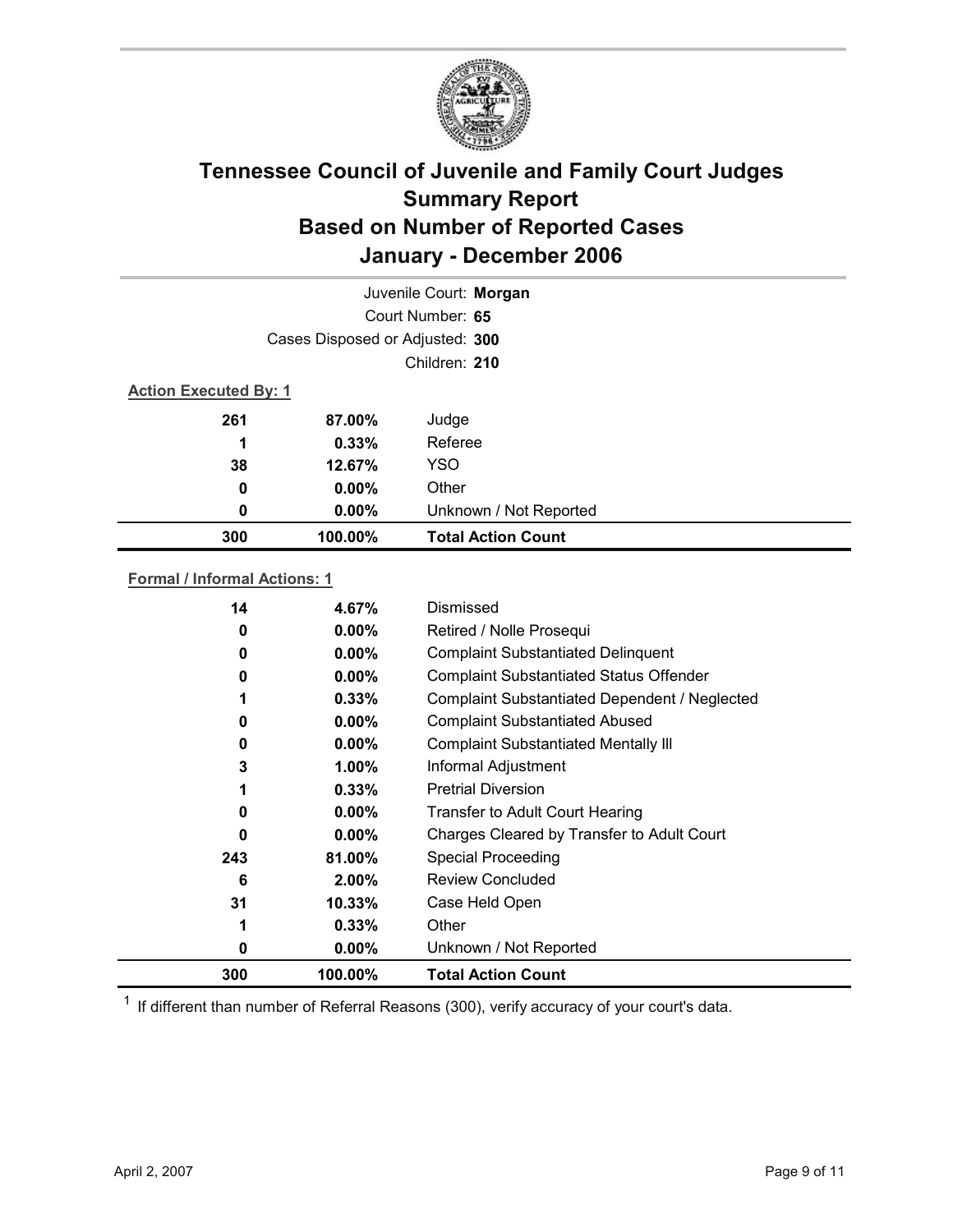# Tennessee Council of Juvenile and Family Court Judges
## Summary Report
## Based on Number of Reported Cases
## January - December 2006

Juvenile Court: **Morgan**

Court Number: **65**

Cases Disposed or Adjusted: **300**

Children: **210**

**Action Executed By: 1**

| Count | Percent | Action |
|---|---|---|
| 261 | 87.00% | Judge |
| 1 | 0.33% | Referee |
| 38 | 12.67% | YSO |
| 0 | 0.00% | Other |
| 0 | 0.00% | Unknown / Not Reported |
| **300** | **100.00%** | **Total Action Count** |

**Formal / Informal Actions: 1**

| Count | Percent | Action |
|---|---|---|
| 14 | 4.67% | Dismissed |
| 0 | 0.00% | Retired / Nolle Prosequi |
| 0 | 0.00% | Complaint Substantiated Delinquent |
| 0 | 0.00% | Complaint Substantiated Status Offender |
| 1 | 0.33% | Complaint Substantiated Dependent / Neglected |
| 0 | 0.00% | Complaint Substantiated Abused |
| 0 | 0.00% | Complaint Substantiated Mentally Ill |
| 3 | 1.00% | Informal Adjustment |
| 1 | 0.33% | Pretrial Diversion |
| 0 | 0.00% | Transfer to Adult Court Hearing |
| 0 | 0.00% | Charges Cleared by Transfer to Adult Court |
| 243 | 81.00% | Special Proceeding |
| 6 | 2.00% | Review Concluded |
| 31 | 10.33% | Case Held Open |
| 1 | 0.33% | Other |
| 0 | 0.00% | Unknown / Not Reported |
| **300** | **100.00%** | **Total Action Count** |

[1] If different than number of Referral Reasons (300), verify accuracy of your court's data.

April 2, 2007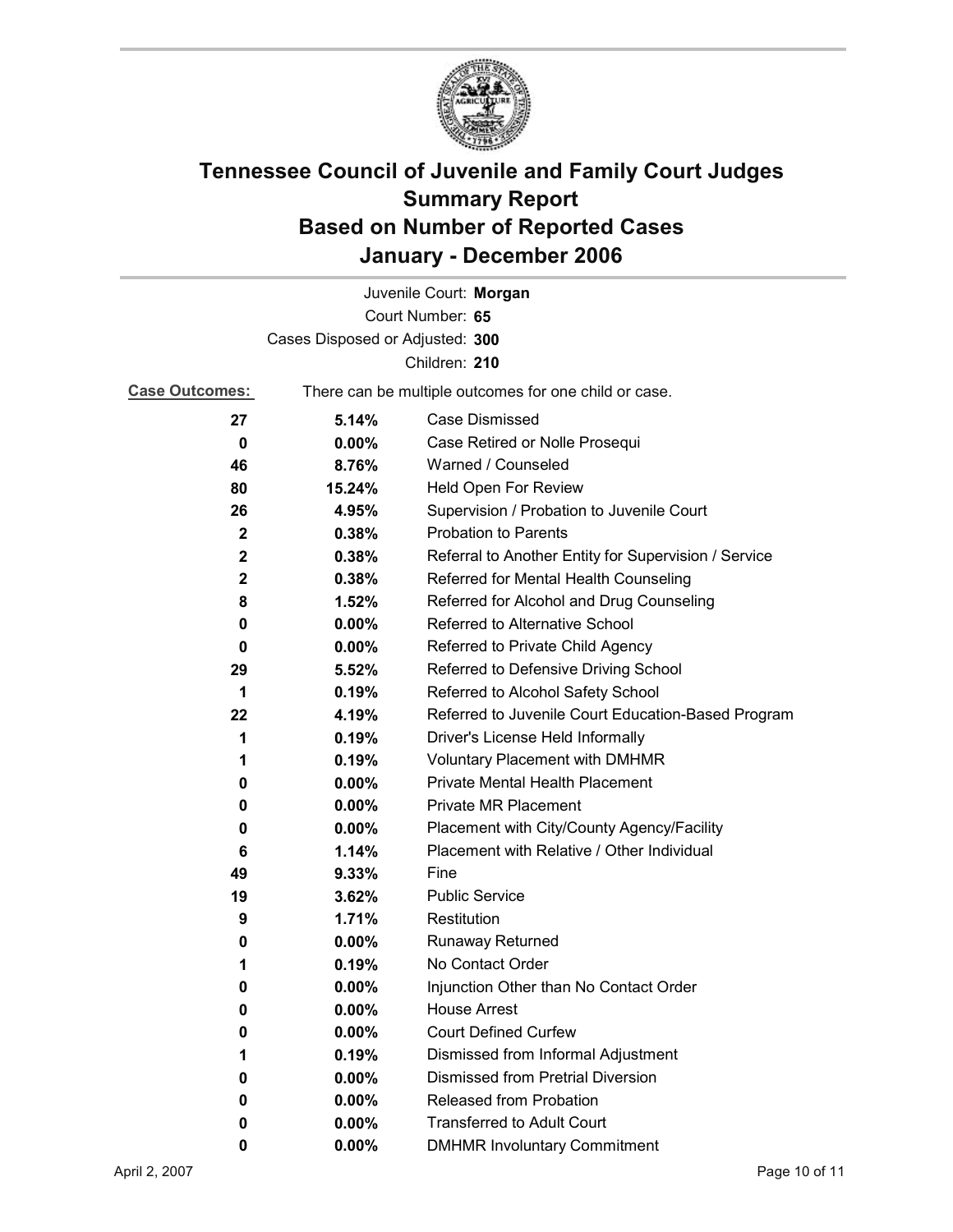# Tennessee Council of Juvenile and Family Court Judges
## Summary Report
## Based on Number of Reported Cases
## January - December 2006

Juvenile Court: **Morgan**
Court Number: **65**
Cases Disposed or Adjusted: **300**
Children: **210**

**Case Outcomes:** There can be multiple outcomes for one child or case.

| Count | Percent | Outcome |
|---|---|---|
| **27** | **5.14%** | Case Dismissed |
| **0** | **0.00%** | Case Retired or Nolle Prosequi |
| **46** | **8.76%** | Warned / Counseled |
| **80** | **15.24%** | Held Open For Review |
| **26** | **4.95%** | Supervision / Probation to Juvenile Court |
| **2** | **0.38%** | Probation to Parents |
| **2** | **0.38%** | Referral to Another Entity for Supervision / Service |
| **2** | **0.38%** | Referred for Mental Health Counseling |
| **8** | **1.52%** | Referred for Alcohol and Drug Counseling |
| **0** | **0.00%** | Referred to Alternative School |
| **0** | **0.00%** | Referred to Private Child Agency |
| **29** | **5.52%** | Referred to Defensive Driving School |
| **1** | **0.19%** | Referred to Alcohol Safety School |
| **22** | **4.19%** | Referred to Juvenile Court Education-Based Program |
| **1** | **0.19%** | Driver's License Held Informally |
| **1** | **0.19%** | Voluntary Placement with DMHMR |
| **0** | **0.00%** | Private Mental Health Placement |
| **0** | **0.00%** | Private MR Placement |
| **0** | **0.00%** | Placement with City/County Agency/Facility |
| **6** | **1.14%** | Placement with Relative / Other Individual |
| **49** | **9.33%** | Fine |
| **19** | **3.62%** | Public Service |
| **9** | **1.71%** | Restitution |
| **0** | **0.00%** | Runaway Returned |
| **1** | **0.19%** | No Contact Order |
| **0** | **0.00%** | Injunction Other than No Contact Order |
| **0** | **0.00%** | House Arrest |
| **0** | **0.00%** | Court Defined Curfew |
| **1** | **0.19%** | Dismissed from Informal Adjustment |
| **0** | **0.00%** | Dismissed from Pretrial Diversion |
| **0** | **0.00%** | Released from Probation |
| **0** | **0.00%** | Transferred to Adult Court |
| **0** | **0.00%** | DMHMR Involuntary Commitment |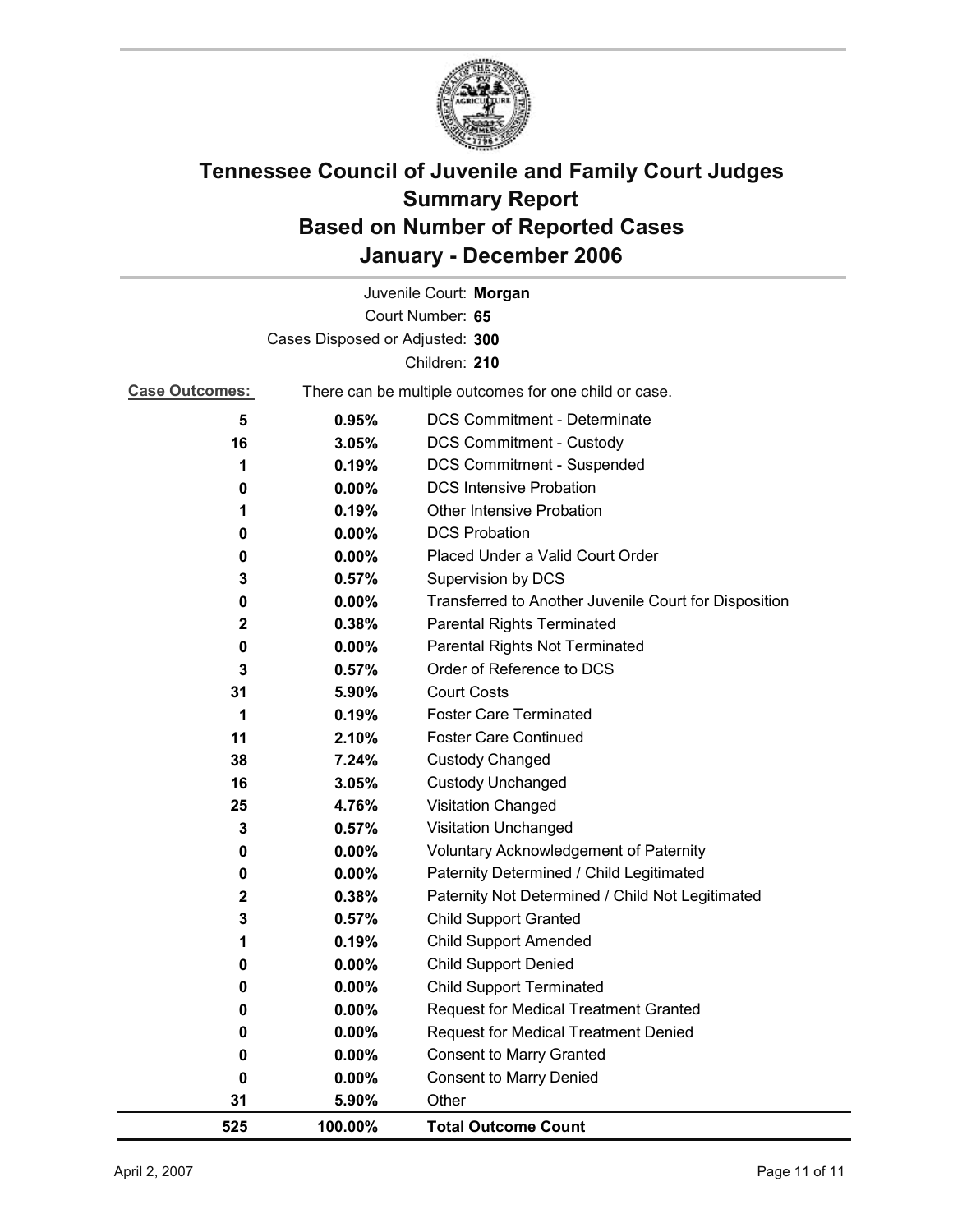# Tennessee Council of Juvenile and Family Court Judges
# Summary Report
# Based on Number of Reported Cases
# January - December 2006

Juvenile Court: **Morgan**

Court Number: **65**

Cases Disposed or Adjusted: **300**

Children: **210**

**Case Outcomes:** There can be multiple outcomes for one child or case.

| | | |
|---|---|---|
| 5 | 0.95% | DCS Commitment - Determinate |
| 16 | 3.05% | DCS Commitment - Custody |
| 1 | 0.19% | DCS Commitment - Suspended |
| 0 | 0.00% | DCS Intensive Probation |
| 1 | 0.19% | Other Intensive Probation |
| 0 | 0.00% | DCS Probation |
| 0 | 0.00% | Placed Under a Valid Court Order |
| 3 | 0.57% | Supervision by DCS |
| 0 | 0.00% | Transferred to Another Juvenile Court for Disposition |
| 2 | 0.38% | Parental Rights Terminated |
| 0 | 0.00% | Parental Rights Not Terminated |
| 3 | 0.57% | Order of Reference to DCS |
| 31 | 5.90% | Court Costs |
| 1 | 0.19% | Foster Care Terminated |
| 11 | 2.10% | Foster Care Continued |
| 38 | 7.24% | Custody Changed |
| 16 | 3.05% | Custody Unchanged |
| 25 | 4.76% | Visitation Changed |
| 3 | 0.57% | Visitation Unchanged |
| 0 | 0.00% | Voluntary Acknowledgement of Paternity |
| 0 | 0.00% | Paternity Determined / Child Legitimated |
| 2 | 0.38% | Paternity Not Determined / Child Not Legitimated |
| 3 | 0.57% | Child Support Granted |
| 1 | 0.19% | Child Support Amended |
| 0 | 0.00% | Child Support Denied |
| 0 | 0.00% | Child Support Terminated |
| 0 | 0.00% | Request for Medical Treatment Granted |
| 0 | 0.00% | Request for Medical Treatment Denied |
| 0 | 0.00% | Consent to Marry Granted |
| 0 | 0.00% | Consent to Marry Denied |
| 31 | 5.90% | Other |
| **525** | **100.00%** | **Total Outcome Count** |

April 2, 2007